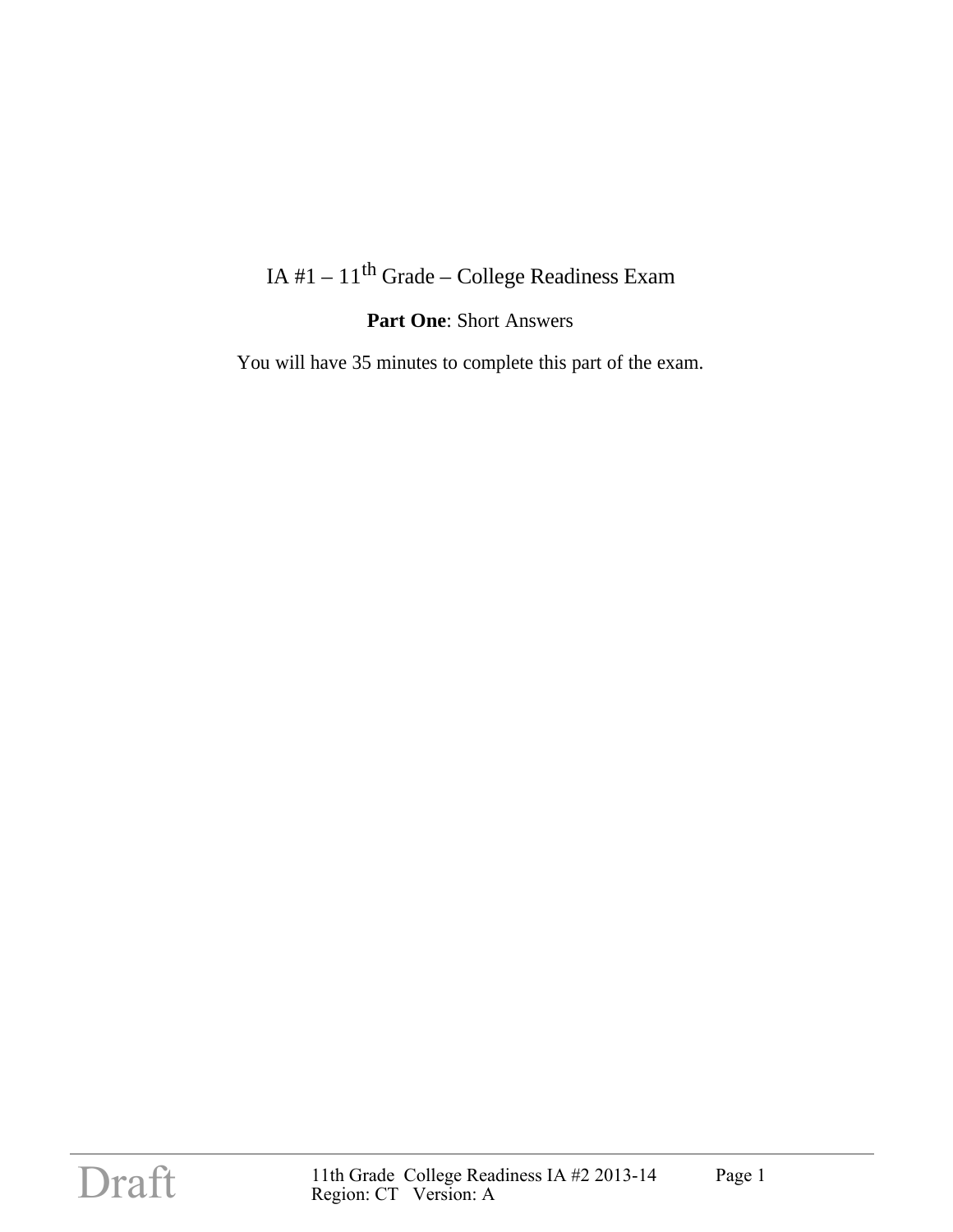# IA #1 – 11th Grade – College Readiness Exam

**Part One**: Short Answers

You will have 35 minutes to complete this part of the exam.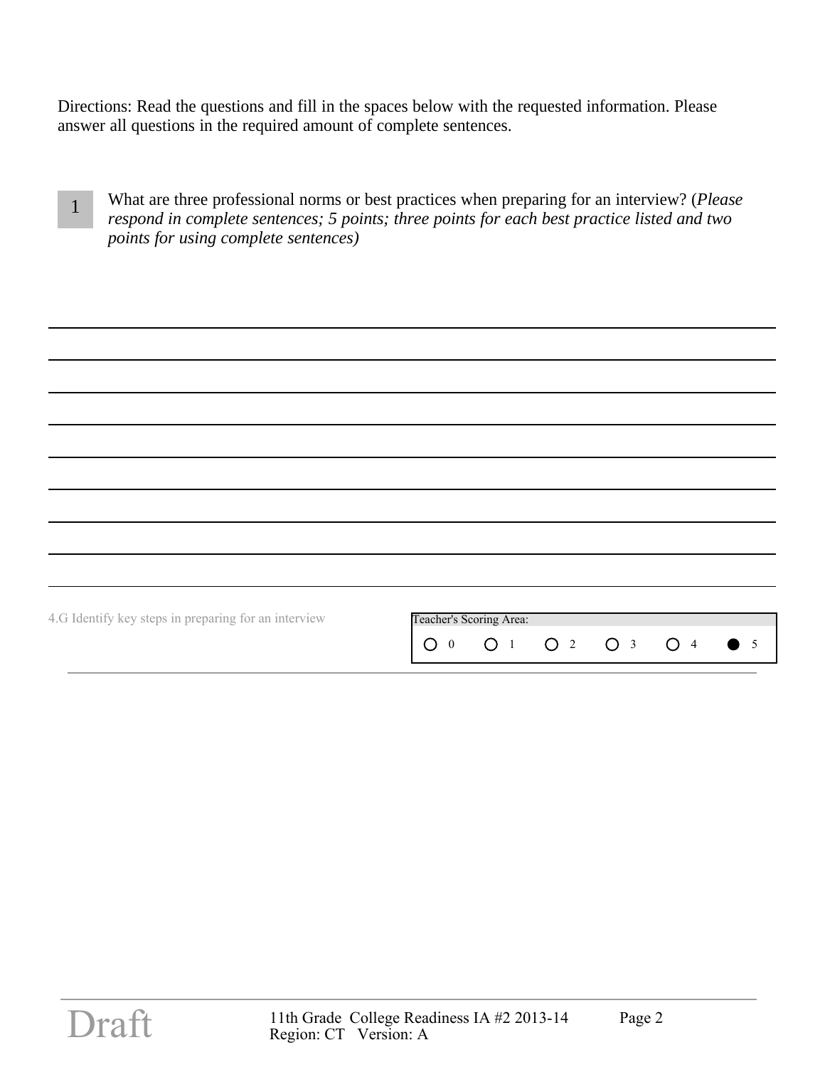Directions: Read the questions and fill in the spaces below with the requested information. Please answer all questions in the required amount of complete sentences.

**1** What are three professional norms or best practices when preparing for an interview? (*Please respond in complete sentences; 5 points; three points for each best practice listed and two points for using complete sentences)*

\_\_\_\_\_\_\_\_\_\_\_\_\_\_\_\_\_\_\_\_\_\_\_\_\_\_\_\_\_\_\_\_\_\_\_\_\_\_\_\_\_\_\_\_\_\_\_\_\_\_\_\_\_\_\_\_\_\_\_\_\_\_\_\_\_\_\_\_\_\_\_\_

\_\_\_\_\_\_\_\_\_\_\_\_\_\_\_\_\_\_\_\_\_\_\_\_\_\_\_\_\_\_\_\_\_\_\_\_\_\_\_\_\_\_\_\_\_\_\_\_\_\_\_\_\_\_\_\_\_\_\_\_\_\_\_\_\_\_\_\_\_\_\_\_

\_\_\_\_\_\_\_\_\_\_\_\_\_\_\_\_\_\_\_\_\_\_\_\_\_\_\_\_\_\_\_\_\_\_\_\_\_\_\_\_\_\_\_\_\_\_\_\_\_\_\_\_\_\_\_\_\_\_\_\_\_\_\_\_\_\_\_\_\_\_\_\_

\_\_\_\_\_\_\_\_\_\_\_\_\_\_\_\_\_\_\_\_\_\_\_\_\_\_\_\_\_\_\_\_\_\_\_\_\_\_\_\_\_\_\_\_\_\_\_\_\_\_\_\_\_\_\_\_\_\_\_\_\_\_\_\_\_\_\_\_\_\_\_\_

\_\_\_\_\_\_\_\_\_\_\_\_\_\_\_\_\_\_\_\_\_\_\_\_\_\_\_\_\_\_\_\_\_\_\_\_\_\_\_\_\_\_\_\_\_\_\_\_\_\_\_\_\_\_\_\_\_\_\_\_\_\_\_\_\_\_\_\_\_\_\_\_

\_\_\_\_\_\_\_\_\_\_\_\_\_\_\_\_\_\_\_\_\_\_\_\_\_\_\_\_\_\_\_\_\_\_\_\_\_\_\_\_\_\_\_\_\_\_\_\_\_\_\_\_\_\_\_\_\_\_\_\_\_\_\_\_\_\_\_\_\_\_\_\_

\_\_\_\_\_\_\_\_\_\_\_\_\_\_\_\_\_\_\_\_\_\_\_\_\_\_\_\_\_\_\_\_\_\_\_\_\_\_\_\_\_\_\_\_\_\_\_\_\_\_\_\_\_\_\_\_\_\_\_\_\_\_\_\_\_\_\_\_\_\_\_\_

\_\_\_\_\_\_\_\_\_\_\_\_\_\_\_\_\_\_\_\_\_\_\_\_\_\_\_\_\_\_\_\_\_\_\_\_\_\_\_\_\_\_\_\_\_\_\_\_\_\_\_\_\_\_\_\_\_\_\_\_\_\_\_\_\_\_\_\_\_\_\_\_

4.G Identify key steps in preparing for an interview

Teacher's Scoring Area:

○ 0 ○ 1 ○ 2 ○ 3 ○ 4 ● 5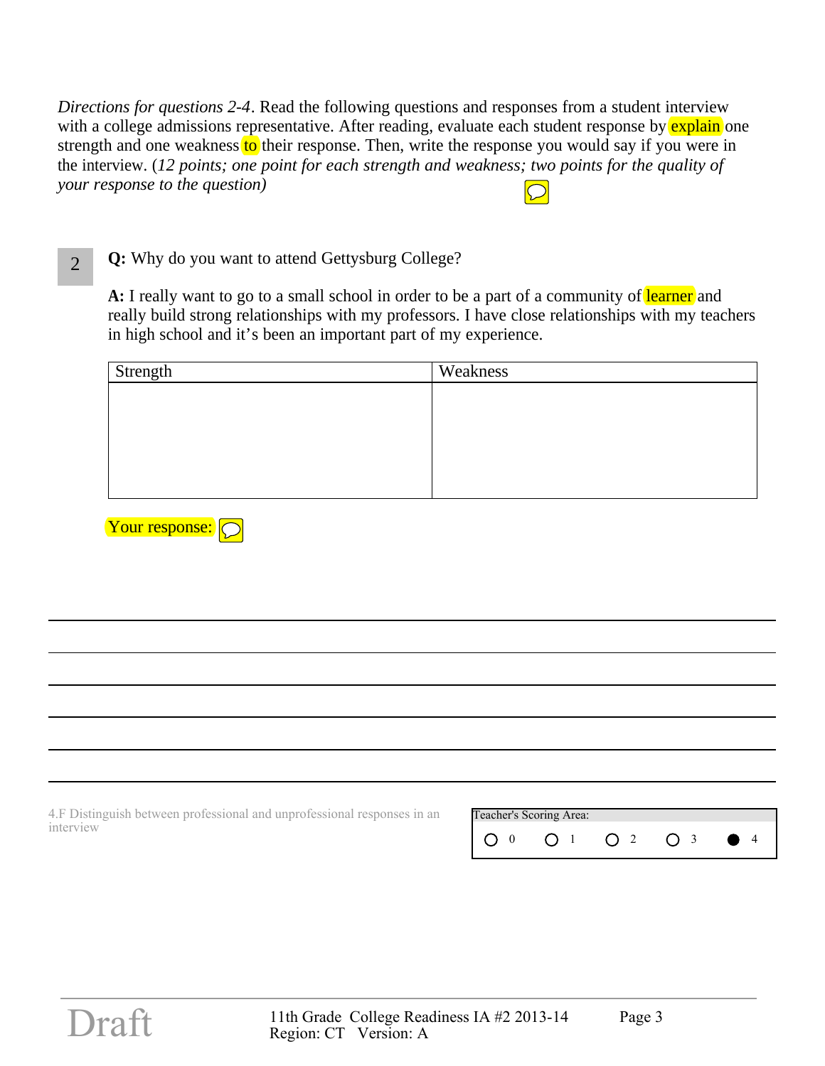*Directions for questions 2-4*. Read the following questions and responses from a student interview with a college admissions representative. After reading, evaluate each student response by explain one strength and one weakness to their response. Then, write the response you would say if you were in the interview. (*12 points; one point for each strength and weakness; two points for the quality of your response to the question)*

**2**

**Q:** Why do you want to attend Gettysburg College?

**A:** I really want to go to a small school in order to be a part of a community of learner and really build strong relationships with my professors. I have close relationships with my teachers in high school and it's been an important part of my experience.

| Strength | Weakness |
|---|---|
| | |

Your response:

\_\_\_\_\_\_\_\_\_\_\_\_\_\_\_\_\_\_\_\_\_\_\_\_\_\_\_\_\_\_\_\_\_\_\_\_\_\_\_\_\_\_\_\_\_\_\_\_\_\_\_\_\_\_\_\_\_\_\_\_

\_\_\_\_\_\_\_\_\_\_\_\_\_\_\_\_\_\_\_\_\_\_\_\_\_\_\_\_\_\_\_\_\_\_\_\_\_\_\_\_\_\_\_\_\_\_\_\_\_\_\_\_\_\_\_\_\_\_\_\_

\_\_\_\_\_\_\_\_\_\_\_\_\_\_\_\_\_\_\_\_\_\_\_\_\_\_\_\_\_\_\_\_\_\_\_\_\_\_\_\_\_\_\_\_\_\_\_\_\_\_\_\_\_\_\_\_\_\_\_\_

\_\_\_\_\_\_\_\_\_\_\_\_\_\_\_\_\_\_\_\_\_\_\_\_\_\_\_\_\_\_\_\_\_\_\_\_\_\_\_\_\_\_\_\_\_\_\_\_\_\_\_\_\_\_\_\_\_\_\_\_

\_\_\_\_\_\_\_\_\_\_\_\_\_\_\_\_\_\_\_\_\_\_\_\_\_\_\_\_\_\_\_\_\_\_\_\_\_\_\_\_\_\_\_\_\_\_\_\_\_\_\_\_\_\_\_\_\_\_\_\_

4.F Distinguish between professional and unprofessional responses in an interview

| Teacher's Scoring Area: | | | | |
|---|---|---|---|---|
| ○ 0 | ○ 1 | ○ 2 | ○ 3 | ● 4 |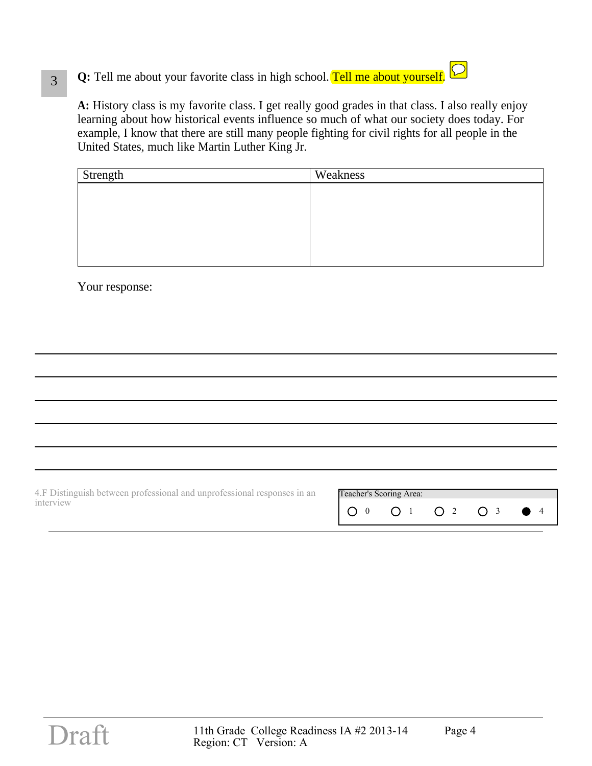3

**Q:** Tell me about your favorite class in high school. Tell me about yourself.

**A:** History class is my favorite class. I get really good grades in that class. I also really enjoy learning about how historical events influence so much of what our society does today. For example, I know that there are still many people fighting for civil rights for all people in the United States, much like Martin Luther King Jr.

| Strength | Weakness |
| --- | --- |
| | |

Your response:

______________________________________________________________________________

______________________________________________________________________________

______________________________________________________________________________

______________________________________________________________________________

______________________________________________________________________________

______________________________________________________________________________

4.F Distinguish between professional and unprofessional responses in an interview

Teacher's Scoring Area:

○ 0 ○ 1 ○ 2 ○ 3 ● 4

Draft

11th Grade College Readiness IA #2 2013-14
Region: CT Version: A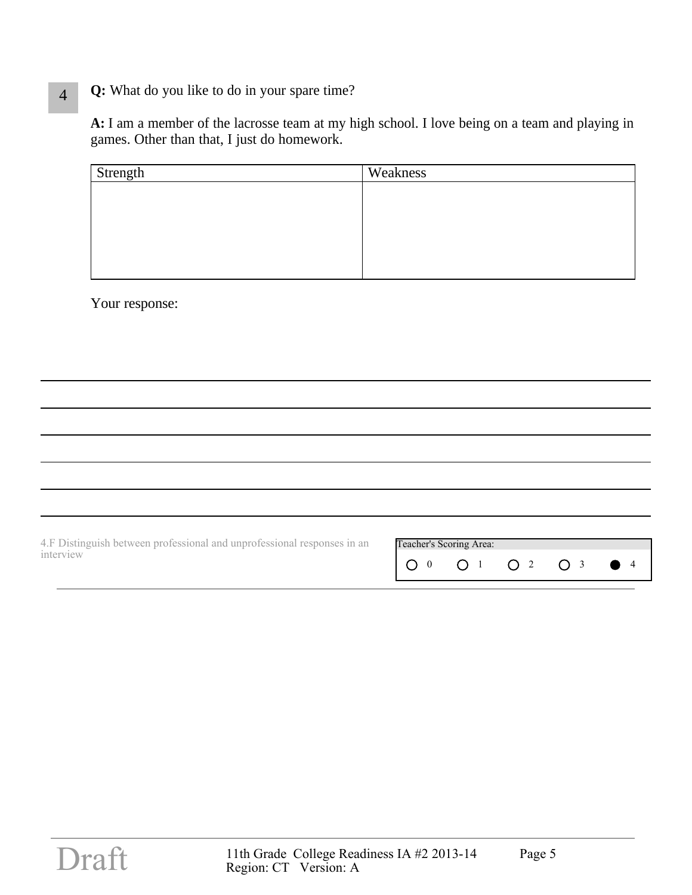4

**Q:** What do you like to do in your spare time?

**A:** I am a member of the lacrosse team at my high school. I love being on a team and playing in games. Other than that, I just do homework.

| Strength | Weakness |
| --- | --- |
| | |

Your response:

\_\_\_\_\_\_\_\_\_\_\_\_\_\_\_\_\_\_\_\_\_\_\_\_\_\_\_\_\_\_\_\_\_\_\_\_\_\_\_\_\_\_\_\_\_\_\_\_\_\_\_\_\_\_\_\_\_\_\_\_\_\_\_\_\_\_\_\_

\_\_\_\_\_\_\_\_\_\_\_\_\_\_\_\_\_\_\_\_\_\_\_\_\_\_\_\_\_\_\_\_\_\_\_\_\_\_\_\_\_\_\_\_\_\_\_\_\_\_\_\_\_\_\_\_\_\_\_\_\_\_\_\_\_\_\_\_

\_\_\_\_\_\_\_\_\_\_\_\_\_\_\_\_\_\_\_\_\_\_\_\_\_\_\_\_\_\_\_\_\_\_\_\_\_\_\_\_\_\_\_\_\_\_\_\_\_\_\_\_\_\_\_\_\_\_\_\_\_\_\_\_\_\_\_\_

\_\_\_\_\_\_\_\_\_\_\_\_\_\_\_\_\_\_\_\_\_\_\_\_\_\_\_\_\_\_\_\_\_\_\_\_\_\_\_\_\_\_\_\_\_\_\_\_\_\_\_\_\_\_\_\_\_\_\_\_\_\_\_\_\_\_\_\_

\_\_\_\_\_\_\_\_\_\_\_\_\_\_\_\_\_\_\_\_\_\_\_\_\_\_\_\_\_\_\_\_\_\_\_\_\_\_\_\_\_\_\_\_\_\_\_\_\_\_\_\_\_\_\_\_\_\_\_\_\_\_\_\_\_\_\_\_

\_\_\_\_\_\_\_\_\_\_\_\_\_\_\_\_\_\_\_\_\_\_\_\_\_\_\_\_\_\_\_\_\_\_\_\_\_\_\_\_\_\_\_\_\_\_\_\_\_\_\_\_\_\_\_\_\_\_\_\_\_\_\_\_\_\_\_\_

4.F Distinguish between professional and unprofessional responses in an interview

| Teacher's Scoring Area: | | | | |
| --- | --- | --- | --- | --- |
| ○ 0 | ○ 1 | ○ 2 | ○ 3 | ● 4 |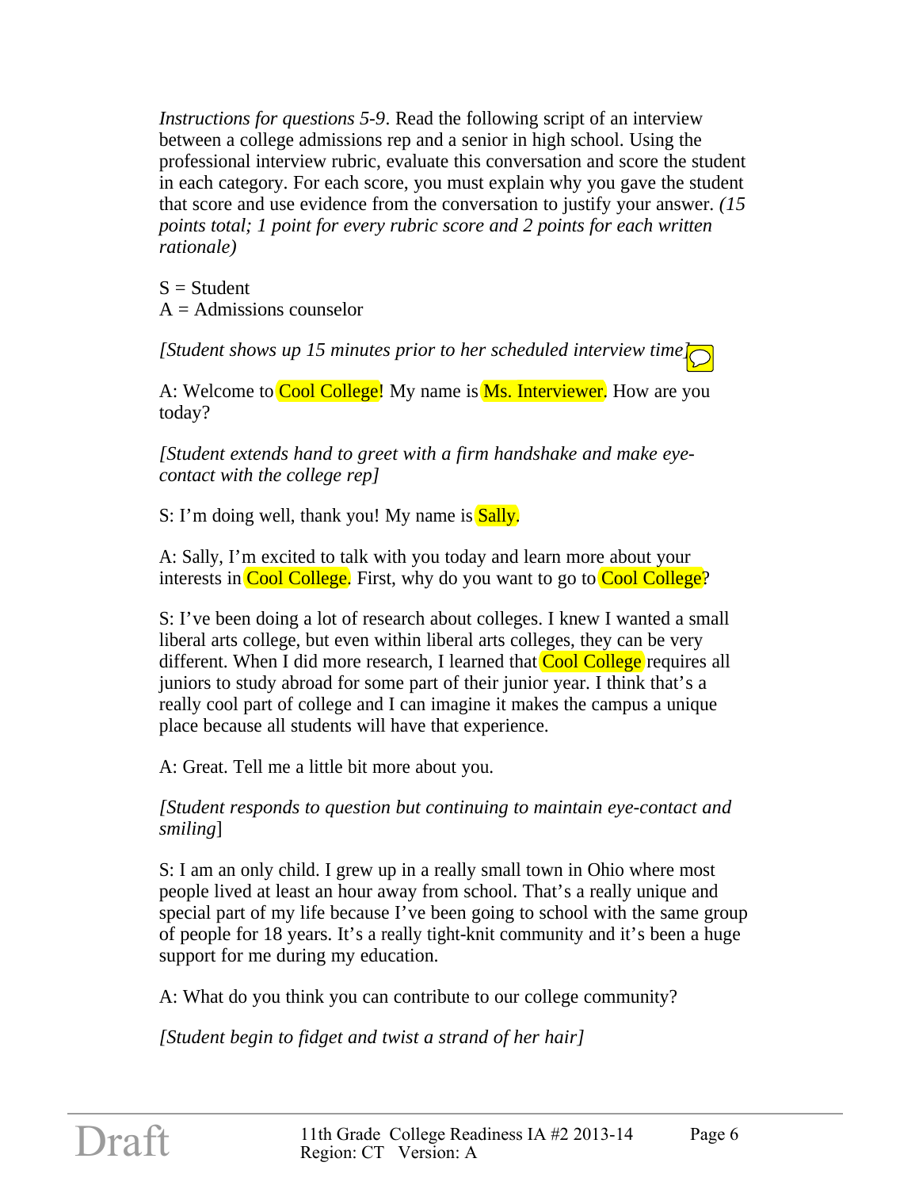*Instructions for questions 5-9*. Read the following script of an interview between a college admissions rep and a senior in high school. Using the professional interview rubric, evaluate this conversation and score the student in each category. For each score, you must explain why you gave the student that score and use evidence from the conversation to justify your answer. *(15 points total; 1 point for every rubric score and 2 points for each written rationale)*

S = Student
A = Admissions counselor

*[Student shows up 15 minutes prior to her scheduled interview time]*

A: Welcome to Cool College! My name is Ms. Interviewer. How are you today?

*[Student extends hand to greet with a firm handshake and make eye-contact with the college rep]*

S: I'm doing well, thank you! My name is Sally.

A: Sally, I'm excited to talk with you today and learn more about your interests in Cool College. First, why do you want to go to Cool College?

S: I've been doing a lot of research about colleges. I knew I wanted a small liberal arts college, but even within liberal arts colleges, they can be very different. When I did more research, I learned that Cool College requires all juniors to study abroad for some part of their junior year. I think that's a really cool part of college and I can imagine it makes the campus a unique place because all students will have that experience.

A: Great. Tell me a little bit more about you.

*[Student responds to question but continuing to maintain eye-contact and smiling]*

S: I am an only child. I grew up in a really small town in Ohio where most people lived at least an hour away from school. That's a really unique and special part of my life because I've been going to school with the same group of people for 18 years. It's a really tight-knit community and it's been a huge support for me during my education.

A: What do you think you can contribute to our college community?

*[Student begin to fidget and twist a strand of her hair]*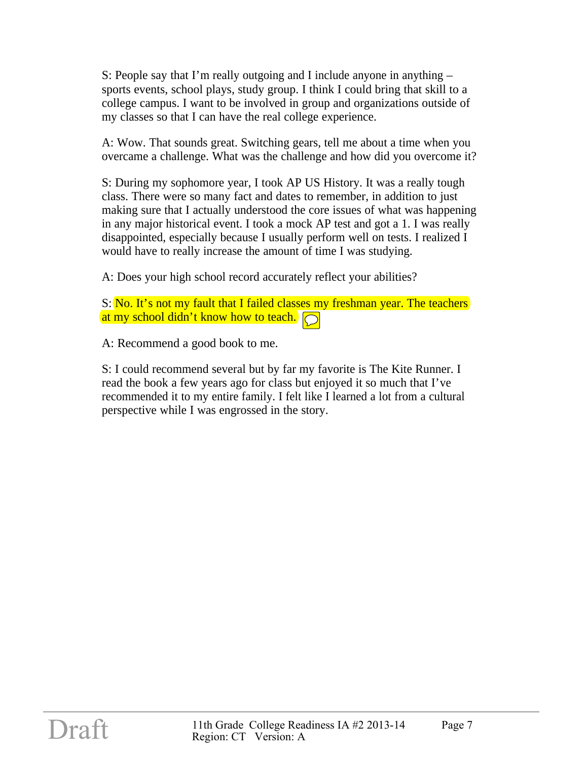S: People say that I'm really outgoing and I include anyone in anything – sports events, school plays, study group. I think I could bring that skill to a college campus. I want to be involved in group and organizations outside of my classes so that I can have the real college experience.

A: Wow. That sounds great. Switching gears, tell me about a time when you overcame a challenge. What was the challenge and how did you overcome it?

S: During my sophomore year, I took AP US History. It was a really tough class. There were so many fact and dates to remember, in addition to just making sure that I actually understood the core issues of what was happening in any major historical event. I took a mock AP test and got a 1. I was really disappointed, especially because I usually perform well on tests. I realized I would have to really increase the amount of time I was studying.

A: Does your high school record accurately reflect your abilities?

S: No. It's not my fault that I failed classes my freshman year. The teachers at my school didn't know how to teach.

A: Recommend a good book to me.

S: I could recommend several but by far my favorite is The Kite Runner. I read the book a few years ago for class but enjoyed it so much that I've recommended it to my entire family. I felt like I learned a lot from a cultural perspective while I was engrossed in the story.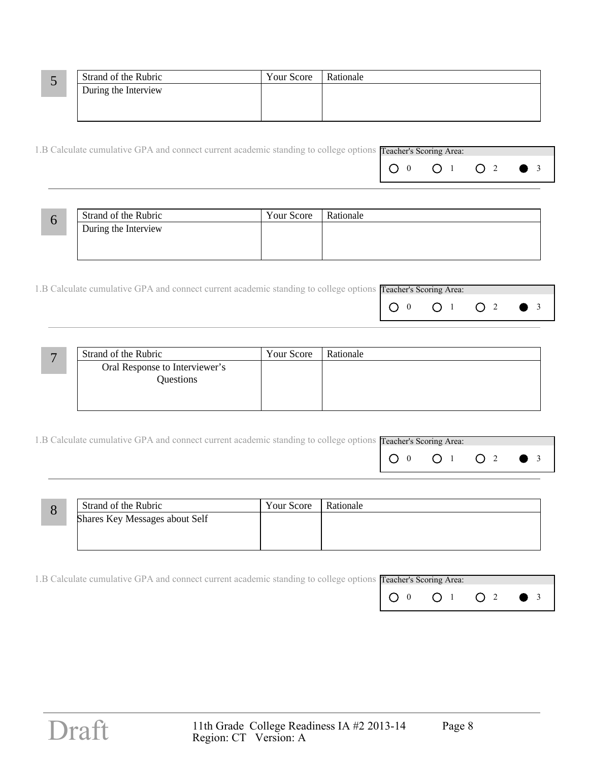**5**

| Strand of the Rubric | Your Score | Rationale |
| --- | --- | --- |
| During the Interview | | |

1.B Calculate cumulative GPA and connect current academic standing to college options

Teacher's Scoring Area:

○ 0 ○ 1 ○ 2 ● 3

---

**6**

| Strand of the Rubric | Your Score | Rationale |
| --- | --- | --- |
| During the Interview | | |

1.B Calculate cumulative GPA and connect current academic standing to college options

Teacher's Scoring Area:

○ 0 ○ 1 ○ 2 ● 3

---

**7**

| Strand of the Rubric | Your Score | Rationale |
| --- | --- | --- |
| Oral Response to Interviewer's Questions | | |

1.B Calculate cumulative GPA and connect current academic standing to college options

Teacher's Scoring Area:

○ 0 ○ 1 ○ 2 ● 3

---

**8**

| Strand of the Rubric | Your Score | Rationale |
| --- | --- | --- |
| Shares Key Messages about Self | | |

1.B Calculate cumulative GPA and connect current academic standing to college options

Teacher's Scoring Area:

○ 0 ○ 1 ○ 2 ● 3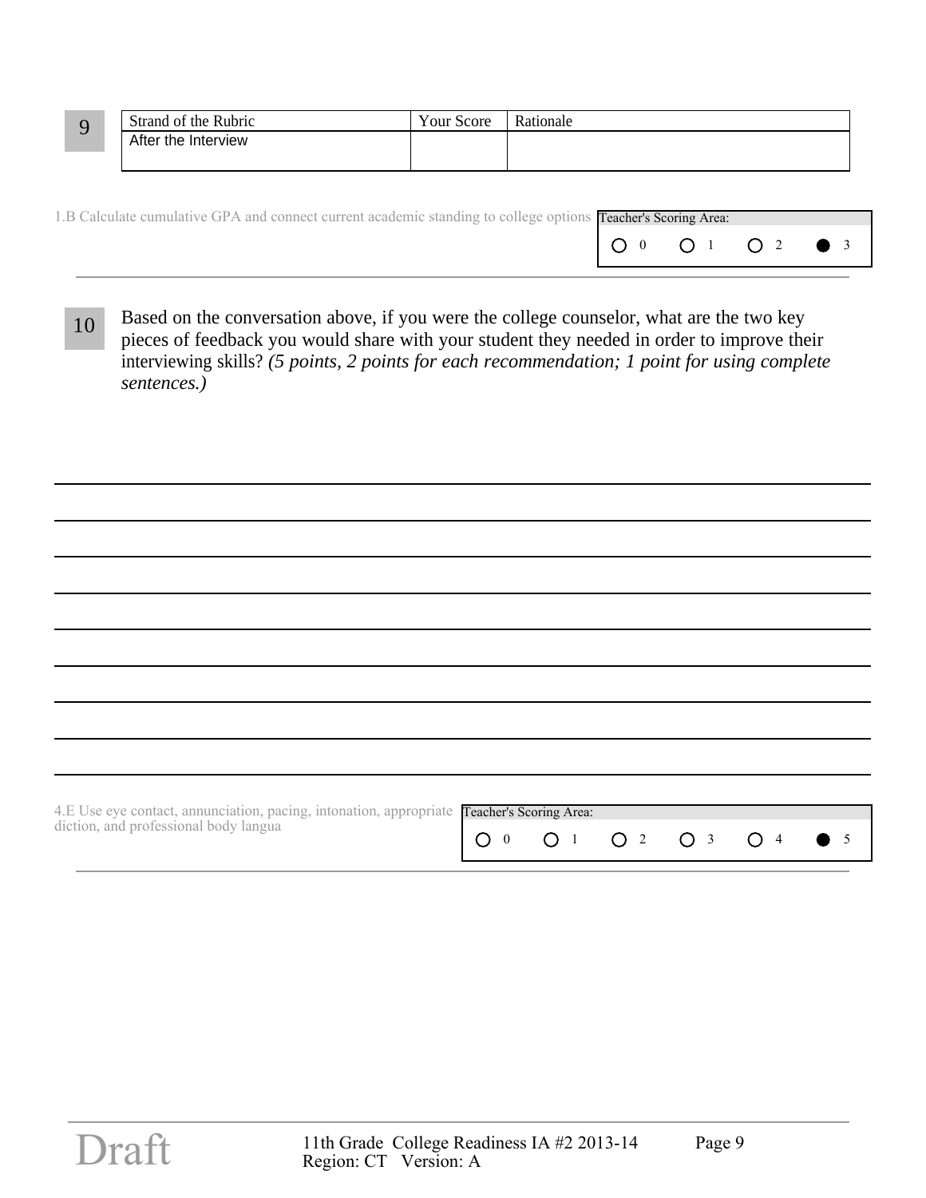**9**

| Strand of the Rubric | Your Score | Rationale |
| --- | --- | --- |
| After the Interview | | |

1.B Calculate cumulative GPA and connect current academic standing to college options

Teacher's Scoring Area:

○ 0 ○ 1 ○ 2 ● 3

---

**10** Based on the conversation above, if you were the college counselor, what are the two key pieces of feedback you would share with your student they needed in order to improve their interviewing skills? *(5 points, 2 points for each recommendation; 1 point for using complete sentences.)*

\_\_\_\_\_\_\_\_\_\_\_\_\_\_\_\_\_\_\_\_\_\_\_\_\_\_\_\_\_\_\_\_\_\_\_\_\_\_\_\_\_\_\_\_\_\_\_\_\_\_\_\_\_\_\_\_\_\_\_\_\_\_\_\_\_\_\_\_\_\_\_\_

\_\_\_\_\_\_\_\_\_\_\_\_\_\_\_\_\_\_\_\_\_\_\_\_\_\_\_\_\_\_\_\_\_\_\_\_\_\_\_\_\_\_\_\_\_\_\_\_\_\_\_\_\_\_\_\_\_\_\_\_\_\_\_\_\_\_\_\_\_\_\_\_

\_\_\_\_\_\_\_\_\_\_\_\_\_\_\_\_\_\_\_\_\_\_\_\_\_\_\_\_\_\_\_\_\_\_\_\_\_\_\_\_\_\_\_\_\_\_\_\_\_\_\_\_\_\_\_\_\_\_\_\_\_\_\_\_\_\_\_\_\_\_\_\_

\_\_\_\_\_\_\_\_\_\_\_\_\_\_\_\_\_\_\_\_\_\_\_\_\_\_\_\_\_\_\_\_\_\_\_\_\_\_\_\_\_\_\_\_\_\_\_\_\_\_\_\_\_\_\_\_\_\_\_\_\_\_\_\_\_\_\_\_\_\_\_\_

\_\_\_\_\_\_\_\_\_\_\_\_\_\_\_\_\_\_\_\_\_\_\_\_\_\_\_\_\_\_\_\_\_\_\_\_\_\_\_\_\_\_\_\_\_\_\_\_\_\_\_\_\_\_\_\_\_\_\_\_\_\_\_\_\_\_\_\_\_\_\_\_

\_\_\_\_\_\_\_\_\_\_\_\_\_\_\_\_\_\_\_\_\_\_\_\_\_\_\_\_\_\_\_\_\_\_\_\_\_\_\_\_\_\_\_\_\_\_\_\_\_\_\_\_\_\_\_\_\_\_\_\_\_\_\_\_\_\_\_\_\_\_\_\_

\_\_\_\_\_\_\_\_\_\_\_\_\_\_\_\_\_\_\_\_\_\_\_\_\_\_\_\_\_\_\_\_\_\_\_\_\_\_\_\_\_\_\_\_\_\_\_\_\_\_\_\_\_\_\_\_\_\_\_\_\_\_\_\_\_\_\_\_\_\_\_\_

\_\_\_\_\_\_\_\_\_\_\_\_\_\_\_\_\_\_\_\_\_\_\_\_\_\_\_\_\_\_\_\_\_\_\_\_\_\_\_\_\_\_\_\_\_\_\_\_\_\_\_\_\_\_\_\_\_\_\_\_\_\_\_\_\_\_\_\_\_\_\_\_

\_\_\_\_\_\_\_\_\_\_\_\_\_\_\_\_\_\_\_\_\_\_\_\_\_\_\_\_\_\_\_\_\_\_\_\_\_\_\_\_\_\_\_\_\_\_\_\_\_\_\_\_\_\_\_\_\_\_\_\_\_\_\_\_\_\_\_\_\_\_\_\_

4.E Use eye contact, annunciation, pacing, intonation, appropriate diction, and professional body langua

Teacher's Scoring Area:

○ 0 ○ 1 ○ 2 ○ 3 ○ 4 ● 5

---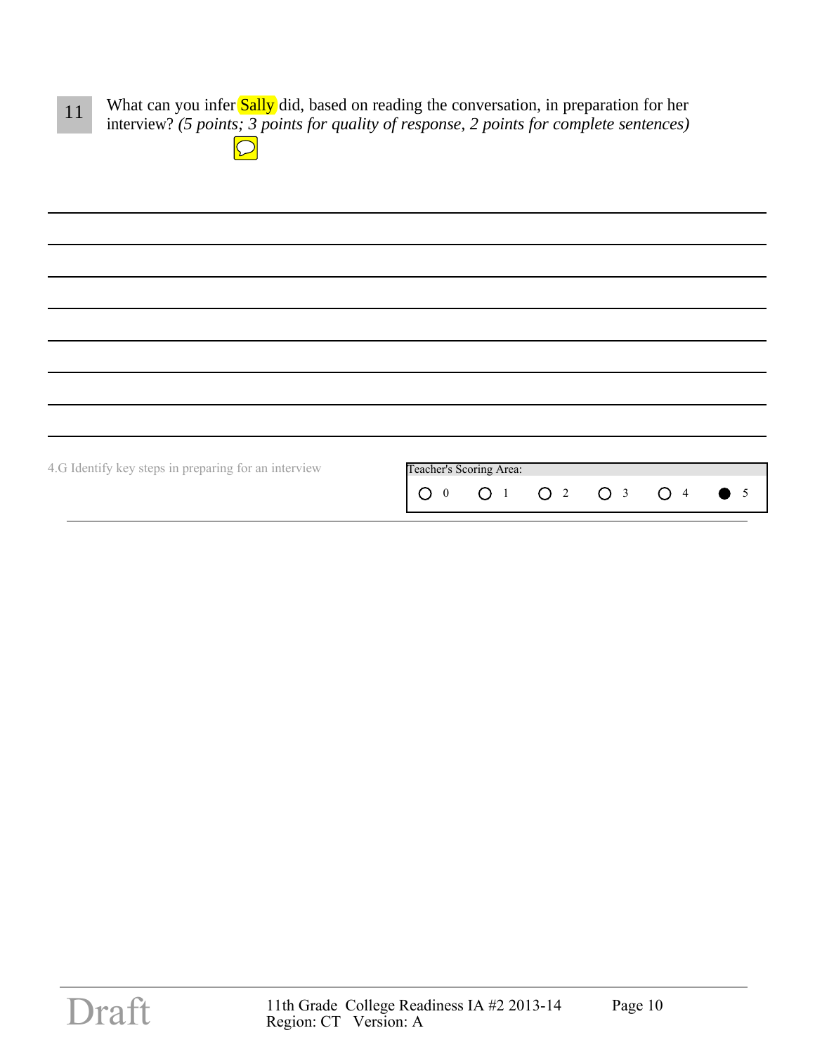**11** What can you infer Sally did, based on reading the conversation, in preparation for her interview? *(5 points; 3 points for quality of response, 2 points for complete sentences)*

______________________________________________________________________

______________________________________________________________________

______________________________________________________________________

______________________________________________________________________

______________________________________________________________________

______________________________________________________________________

______________________________________________________________________

4.G Identify key steps in preparing for an interview

Teacher's Scoring Area:

○ 0 ○ 1 ○ 2 ○ 3 ○ 4 ● 5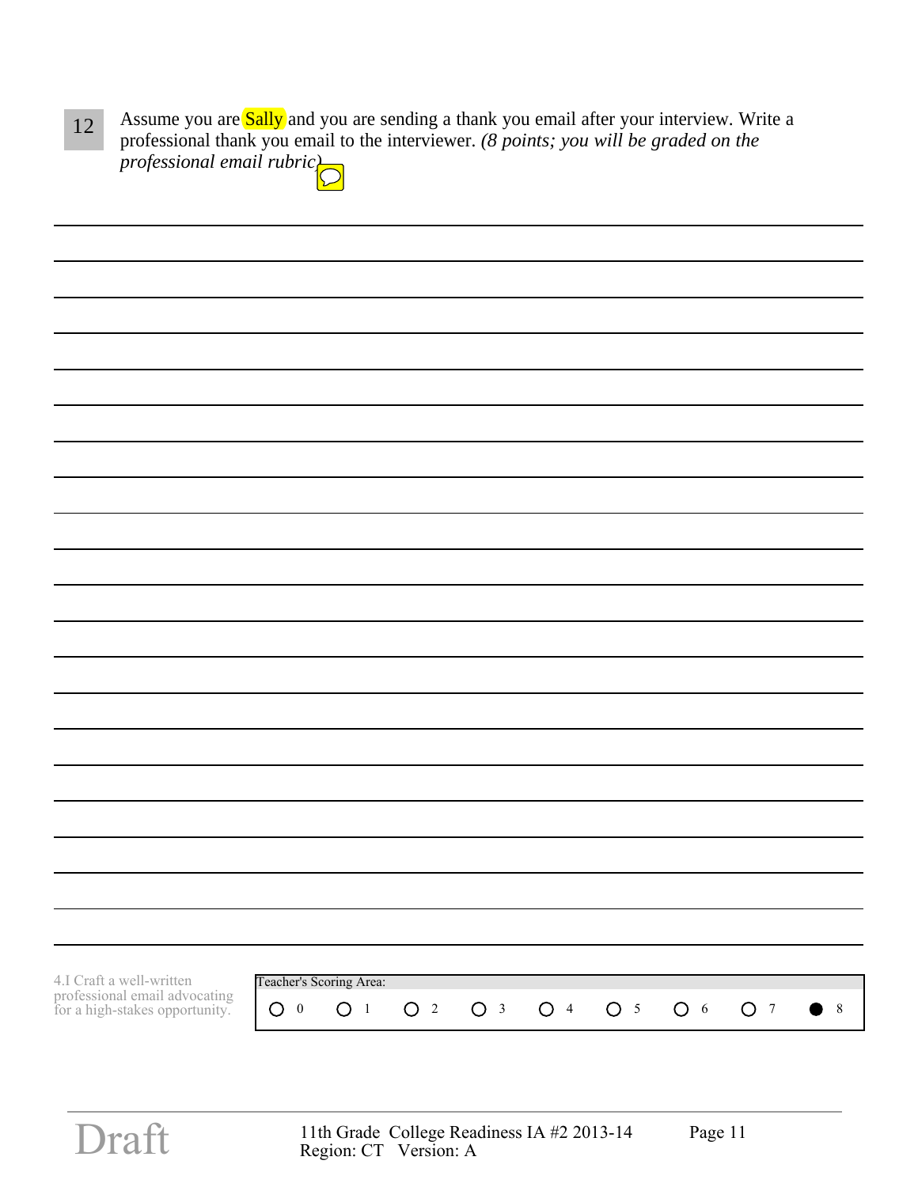12 Assume you are Sally and you are sending a thank you email after your interview. Write a professional thank you email to the interviewer. *(8 points; you will be graded on the professional email rubric)*

4.I Craft a well-written professional email advocating for a high-stakes opportunity.

Teacher's Scoring Area:

○ 0 ○ 1 ○ 2 ○ 3 ○ 4 ○ 5 ○ 6 ○ 7 ● 8

Draft

11th Grade College Readiness IA #2 2013-14
Region: CT Version: A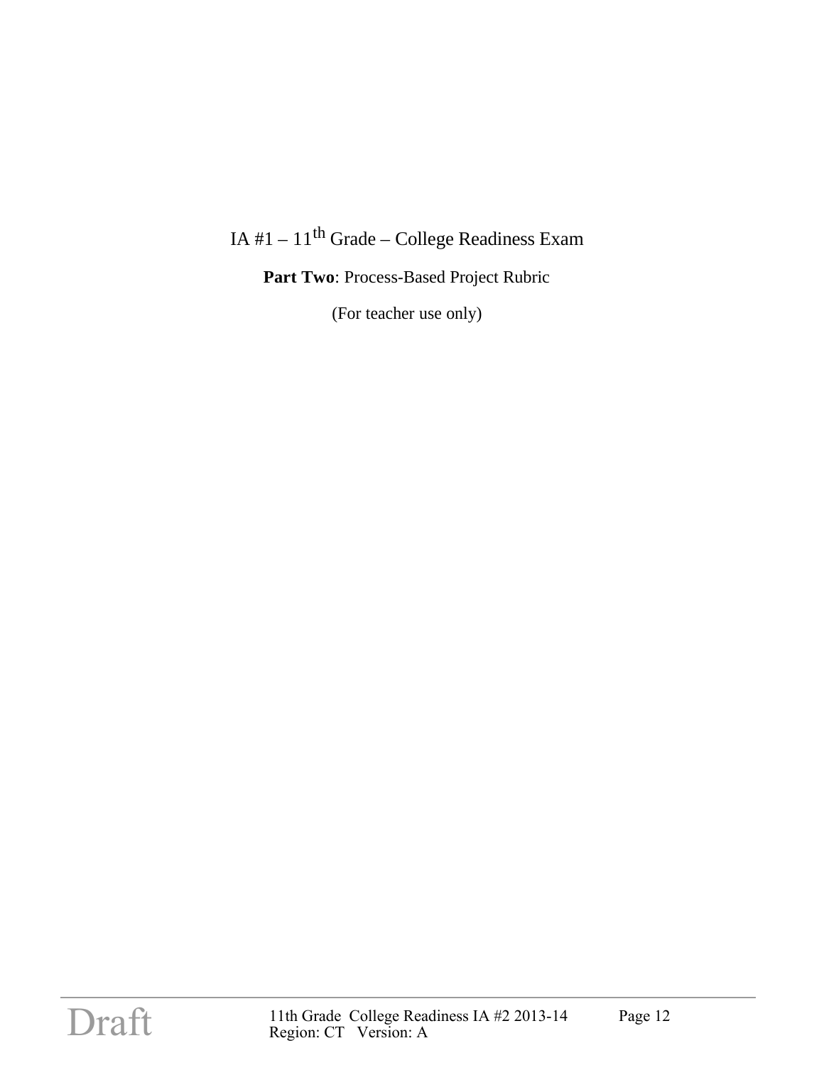# IA #1 – 11th Grade – College Readiness Exam

**Part Two**: Process-Based Project Rubric

(For teacher use only)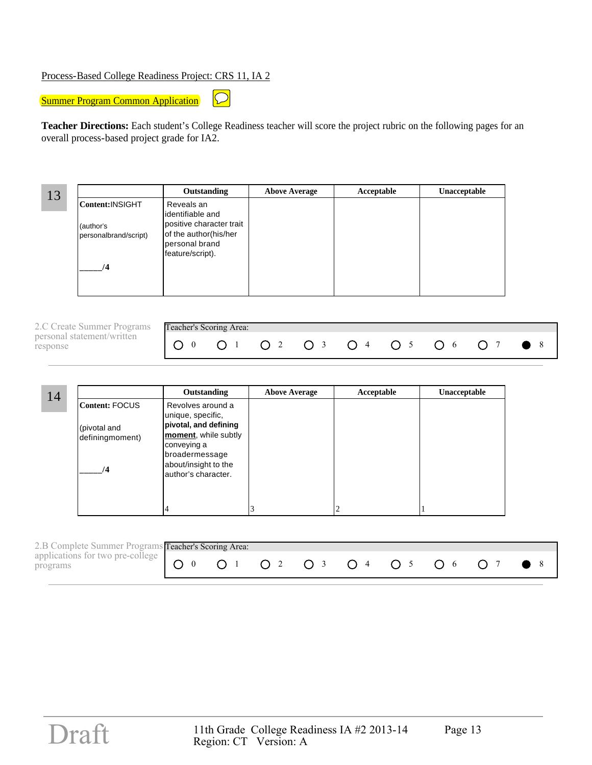Process-Based College Readiness Project: CRS 11, IA 2

Summer Program Common Application

**Teacher Directions:** Each student's College Readiness teacher will score the project rubric on the following pages for an overall process-based project grade for IA2.

13

| | Outstanding | Above Average | Acceptable | Unacceptable |
|---|---|---|---|---|
| **Content:**INSIGHT<br><br>(author's personalbrand/script)<br><br>_____/**4** | Reveals an identifiable and positive character trait of the author(his/her personal brand feature/script). | | | |

2.C Create Summer Programs personal statement/written response

Teacher's Scoring Area:

○ 0 ○ 1 ○ 2 ○ 3 ○ 4 ○ 5 ○ 6 ○ 7 ● 8

14

| | Outstanding | Above Average | Acceptable | Unacceptable |
|---|---|---|---|---|
| **Content:** FOCUS<br><br>(pivotal and definingmoment)<br><br>_____/**4** | Revolves around a unique, specific, **pivotal, and defining <u>moment</u>**, while subtly conveying a broadermessage about/insight to the author's character.<br><br>4 | 3 | 2 | 1 |

2.B Complete Summer Programs applications for two pre-college programs

Teacher's Scoring Area:

○ 0 ○ 1 ○ 2 ○ 3 ○ 4 ○ 5 ○ 6 ○ 7 ● 8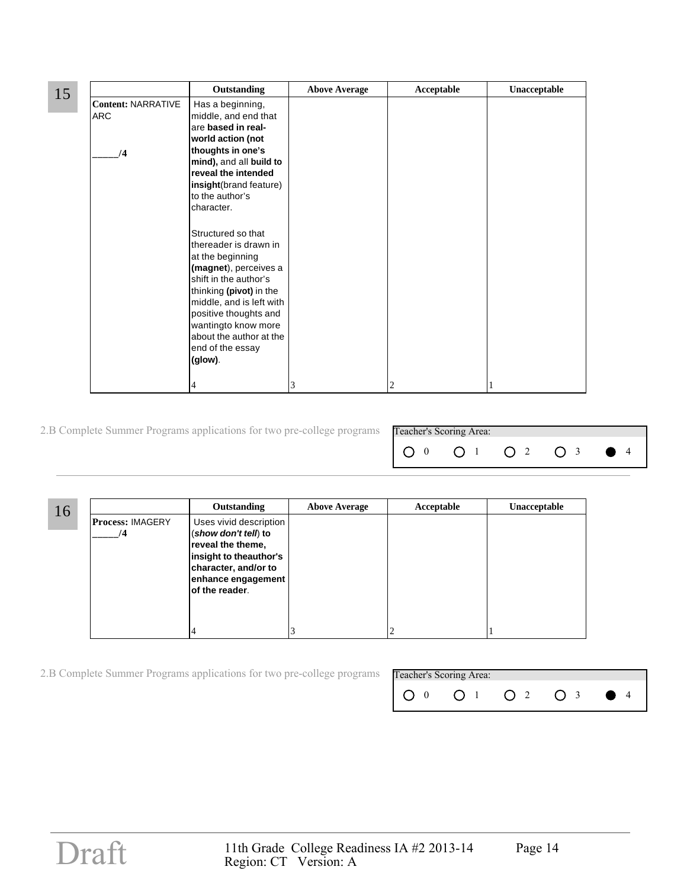**15**

| | Outstanding | Above Average | Acceptable | Unacceptable |
|---|---|---|---|---|
| **Content:** NARRATIVE ARC<br><br>_____/**4** | Has a beginning, middle, and end that are **based in real-world action (not thoughts in one's mind),** and all **build to reveal the intended insight**(brand feature) to the author's character.<br><br>Structured so that thereader is drawn in at the beginning **(magnet**), perceives a shift in the author's thinking **(pivot)** in the middle, and is left with positive thoughts and wantingto know more about the author at the end of the essay **(glow)**.<br><br>4 | 3 | 2 | 1 |

2.B Complete Summer Programs applications for two pre-college programs

Teacher's Scoring Area:

○ 0 ○ 1 ○ 2 ○ 3 ● 4

**16**

| | Outstanding | Above Average | Acceptable | Unacceptable |
|---|---|---|---|---|
| **Process:** IMAGERY<br>_____/**4** | Uses vivid description (***show don't tell***) **to reveal the theme, insight to theauthor's character, and/or to enhance engagement of the reader**.<br><br>4 | 3 | 2 | 1 |

2.B Complete Summer Programs applications for two pre-college programs

Teacher's Scoring Area:

○ 0 ○ 1 ○ 2 ○ 3 ● 4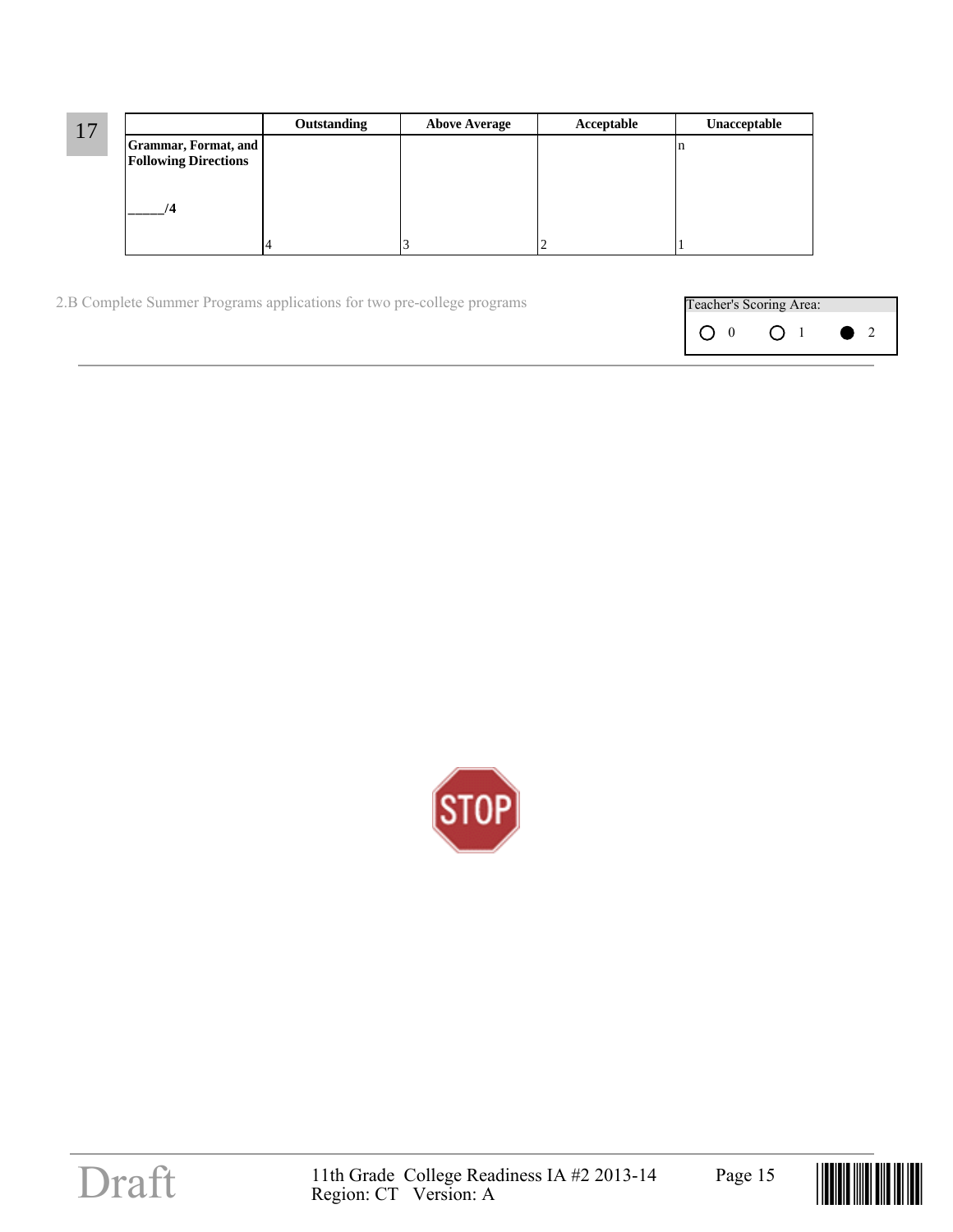17

| | Outstanding | Above Average | Acceptable | Unacceptable |
| --- | --- | --- | --- | --- |
| **Grammar, Format, and Following Directions**<br><br>**_____/4** | 4 | 3 | 2 | n<br><br>1 |

2.B Complete Summer Programs applications for two pre-college programs

Teacher's Scoring Area:

○ 0 ○ 1 ● 2

STOP